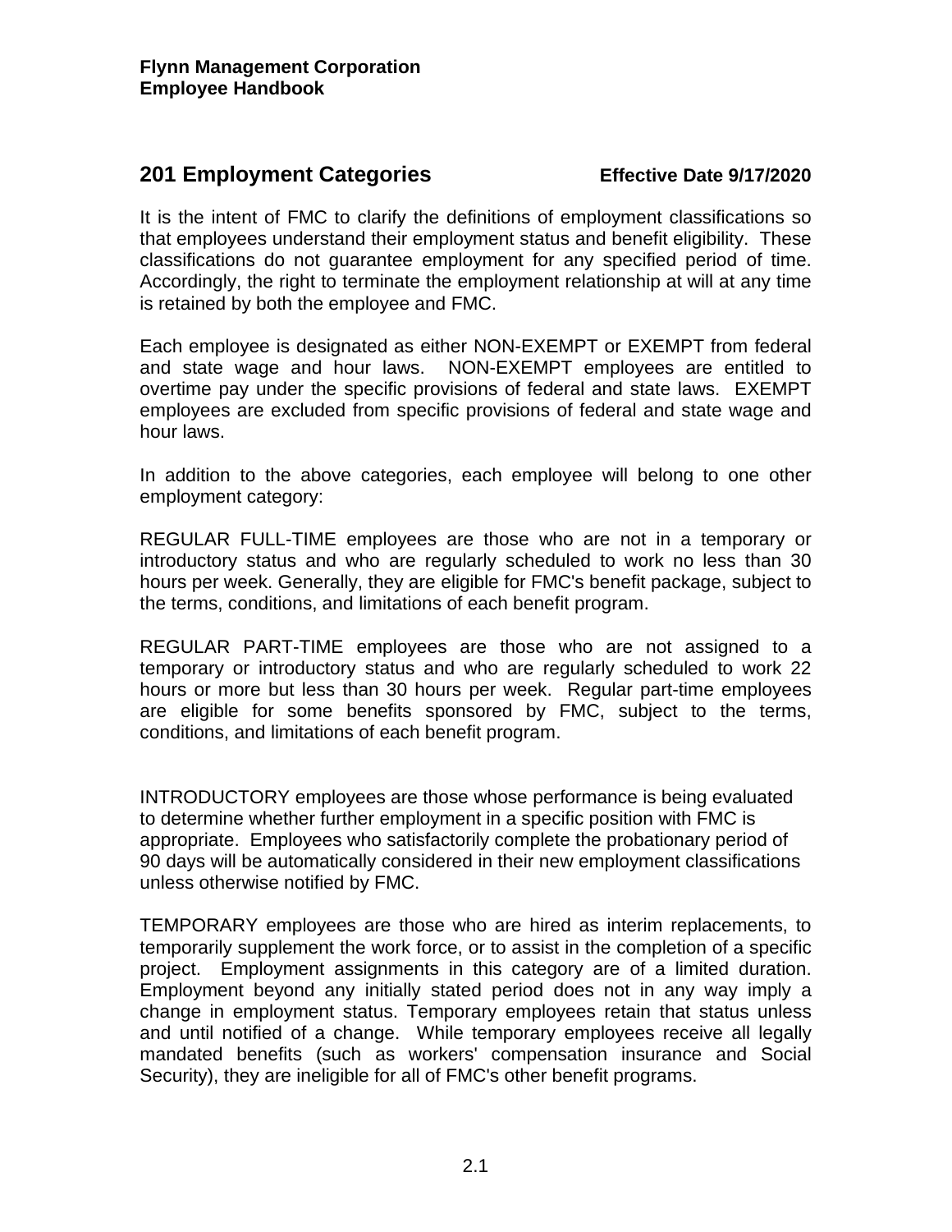**Flynn Management Corporation**
**Employee Handbook**

## 201 Employment Categories

**Effective Date 9/17/2020**

It is the intent of FMC to clarify the definitions of employment classifications so that employees understand their employment status and benefit eligibility. These classifications do not guarantee employment for any specified period of time. Accordingly, the right to terminate the employment relationship at will at any time is retained by both the employee and FMC.

Each employee is designated as either NON-EXEMPT or EXEMPT from federal and state wage and hour laws. NON-EXEMPT employees are entitled to overtime pay under the specific provisions of federal and state laws. EXEMPT employees are excluded from specific provisions of federal and state wage and hour laws.

In addition to the above categories, each employee will belong to one other employment category:

REGULAR FULL-TIME employees are those who are not in a temporary or introductory status and who are regularly scheduled to work no less than 30 hours per week. Generally, they are eligible for FMC's benefit package, subject to the terms, conditions, and limitations of each benefit program.

REGULAR PART-TIME employees are those who are not assigned to a temporary or introductory status and who are regularly scheduled to work 22 hours or more but less than 30 hours per week. Regular part-time employees are eligible for some benefits sponsored by FMC, subject to the terms, conditions, and limitations of each benefit program.

INTRODUCTORY employees are those whose performance is being evaluated to determine whether further employment in a specific position with FMC is appropriate. Employees who satisfactorily complete the probationary period of 90 days will be automatically considered in their new employment classifications unless otherwise notified by FMC.

TEMPORARY employees are those who are hired as interim replacements, to temporarily supplement the work force, or to assist in the completion of a specific project. Employment assignments in this category are of a limited duration. Employment beyond any initially stated period does not in any way imply a change in employment status. Temporary employees retain that status unless and until notified of a change. While temporary employees receive all legally mandated benefits (such as workers' compensation insurance and Social Security), they are ineligible for all of FMC's other benefit programs.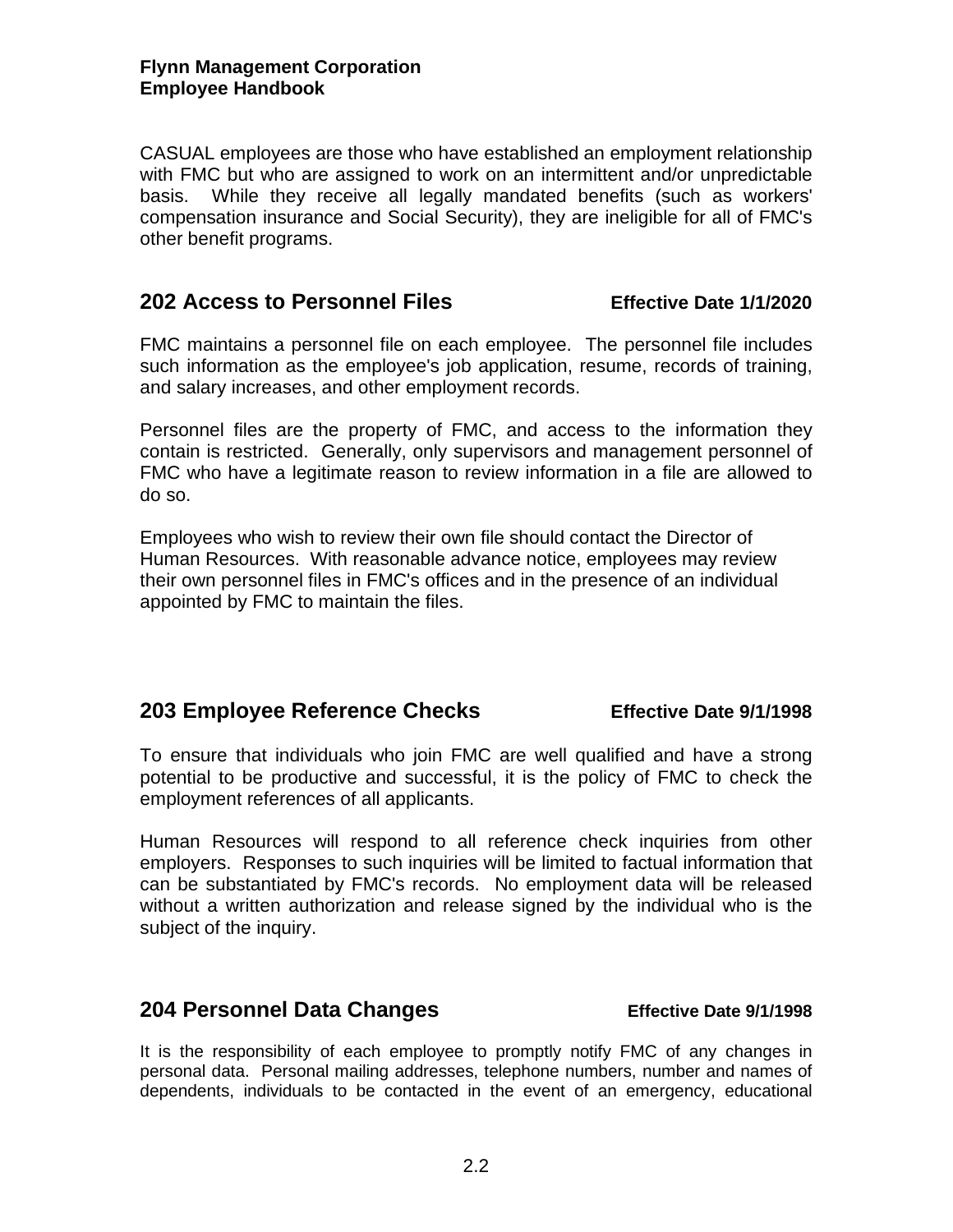CASUAL employees are those who have established an employment relationship with FMC but who are assigned to work on an intermittent and/or unpredictable basis. While they receive all legally mandated benefits (such as workers' compensation insurance and Social Security), they are ineligible for all of FMC's other benefit programs.

## 202 Access to Personnel Files

**Effective Date 1/1/2020**

FMC maintains a personnel file on each employee. The personnel file includes such information as the employee's job application, resume, records of training, and salary increases, and other employment records.

Personnel files are the property of FMC, and access to the information they contain is restricted. Generally, only supervisors and management personnel of FMC who have a legitimate reason to review information in a file are allowed to do so.

Employees who wish to review their own file should contact the Director of Human Resources. With reasonable advance notice, employees may review their own personnel files in FMC's offices and in the presence of an individual appointed by FMC to maintain the files.

## 203 Employee Reference Checks

**Effective Date 9/1/1998**

To ensure that individuals who join FMC are well qualified and have a strong potential to be productive and successful, it is the policy of FMC to check the employment references of all applicants.

Human Resources will respond to all reference check inquiries from other employers. Responses to such inquiries will be limited to factual information that can be substantiated by FMC's records. No employment data will be released without a written authorization and release signed by the individual who is the subject of the inquiry.

## 204 Personnel Data Changes

**Effective Date 9/1/1998**

It is the responsibility of each employee to promptly notify FMC of any changes in personal data. Personal mailing addresses, telephone numbers, number and names of dependents, individuals to be contacted in the event of an emergency, educational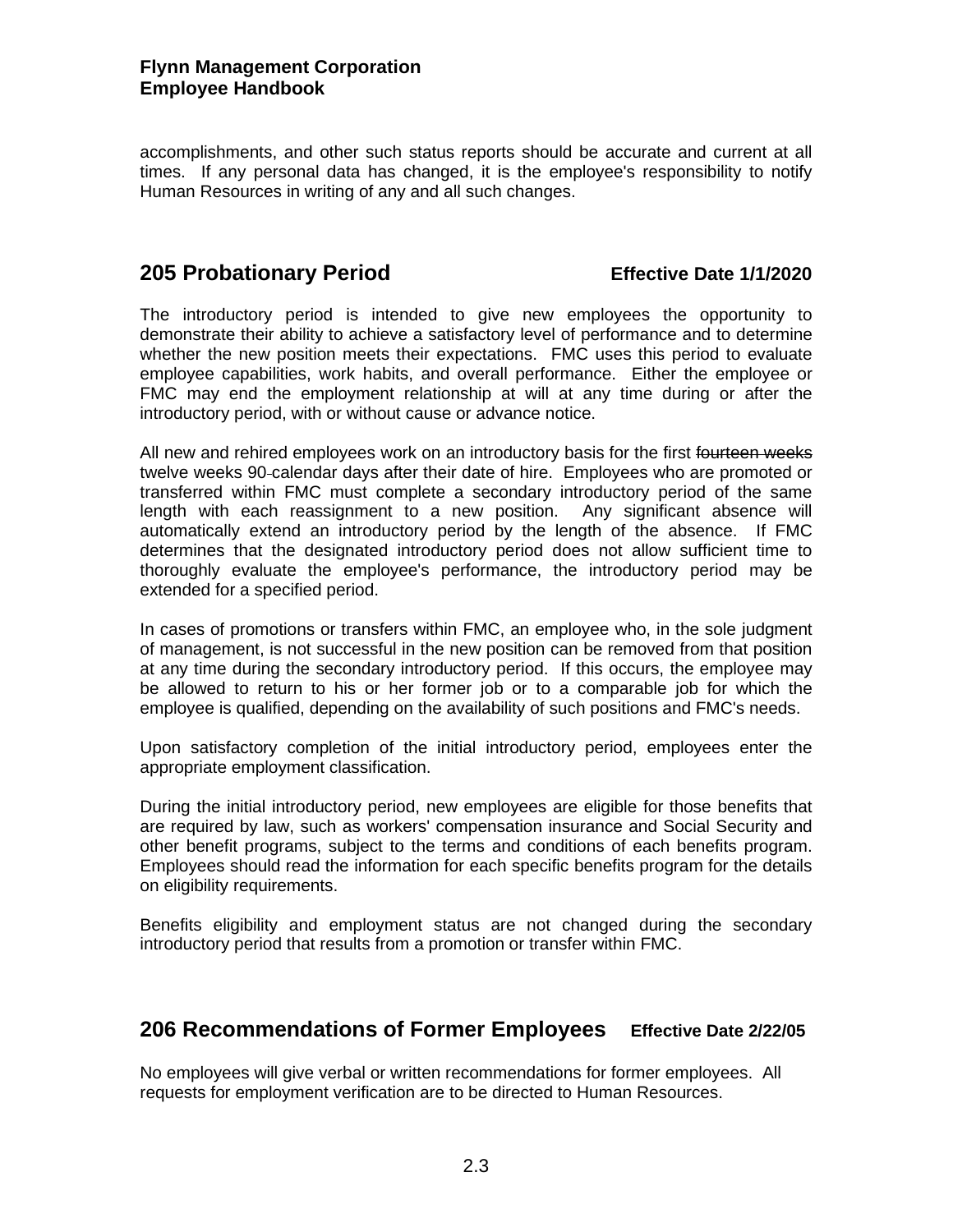accomplishments, and other such status reports should be accurate and current at all times. If any personal data has changed, it is the employee's responsibility to notify Human Resources in writing of any and all such changes.

## 205 Probationary Period **Effective Date 1/1/2020**

The introductory period is intended to give new employees the opportunity to demonstrate their ability to achieve a satisfactory level of performance and to determine whether the new position meets their expectations. FMC uses this period to evaluate employee capabilities, work habits, and overall performance. Either the employee or FMC may end the employment relationship at will at any time during or after the introductory period, with or without cause or advance notice.

All new and rehired employees work on an introductory basis for the first ~~fourteen weeks~~ twelve weeks 90-calendar days after their date of hire. Employees who are promoted or transferred within FMC must complete a secondary introductory period of the same length with each reassignment to a new position. Any significant absence will automatically extend an introductory period by the length of the absence. If FMC determines that the designated introductory period does not allow sufficient time to thoroughly evaluate the employee's performance, the introductory period may be extended for a specified period.

In cases of promotions or transfers within FMC, an employee who, in the sole judgment of management, is not successful in the new position can be removed from that position at any time during the secondary introductory period. If this occurs, the employee may be allowed to return to his or her former job or to a comparable job for which the employee is qualified, depending on the availability of such positions and FMC's needs.

Upon satisfactory completion of the initial introductory period, employees enter the appropriate employment classification.

During the initial introductory period, new employees are eligible for those benefits that are required by law, such as workers' compensation insurance and Social Security and other benefit programs, subject to the terms and conditions of each benefits program. Employees should read the information for each specific benefits program for the details on eligibility requirements.

Benefits eligibility and employment status are not changed during the secondary introductory period that results from a promotion or transfer within FMC.

## 206 Recommendations of Former Employees **Effective Date 2/22/05**

No employees will give verbal or written recommendations for former employees. All requests for employment verification are to be directed to Human Resources.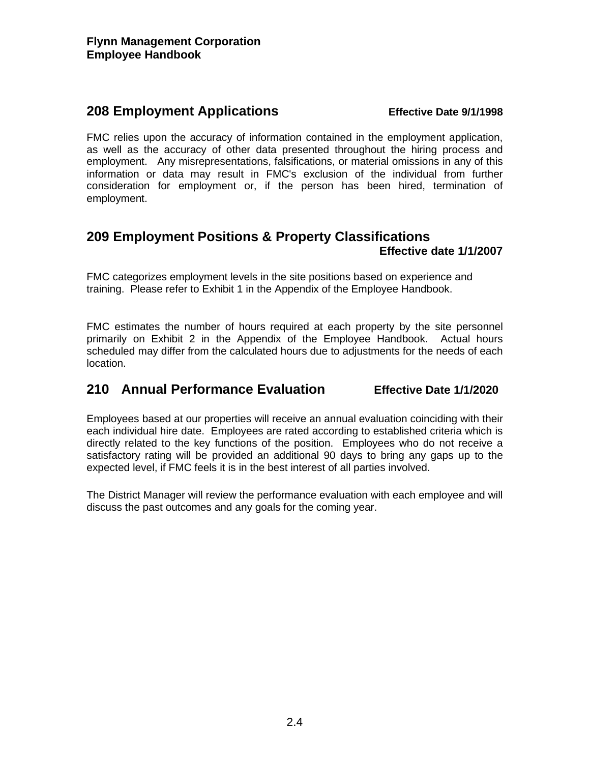## 208 Employment Applications **Effective Date 9/1/1998**

FMC relies upon the accuracy of information contained in the employment application, as well as the accuracy of other data presented throughout the hiring process and employment. Any misrepresentations, falsifications, or material omissions in any of this information or data may result in FMC's exclusion of the individual from further consideration for employment or, if the person has been hired, termination of employment.

## 209 Employment Positions & Property Classifications

**Effective date 1/1/2007**

FMC categorizes employment levels in the site positions based on experience and training. Please refer to Exhibit 1 in the Appendix of the Employee Handbook.

FMC estimates the number of hours required at each property by the site personnel primarily on Exhibit 2 in the Appendix of the Employee Handbook. Actual hours scheduled may differ from the calculated hours due to adjustments for the needs of each location.

## 210 Annual Performance Evaluation **Effective Date 1/1/2020**

Employees based at our properties will receive an annual evaluation coinciding with their each individual hire date. Employees are rated according to established criteria which is directly related to the key functions of the position. Employees who do not receive a satisfactory rating will be provided an additional 90 days to bring any gaps up to the expected level, if FMC feels it is in the best interest of all parties involved.

The District Manager will review the performance evaluation with each employee and will discuss the past outcomes and any goals for the coming year.